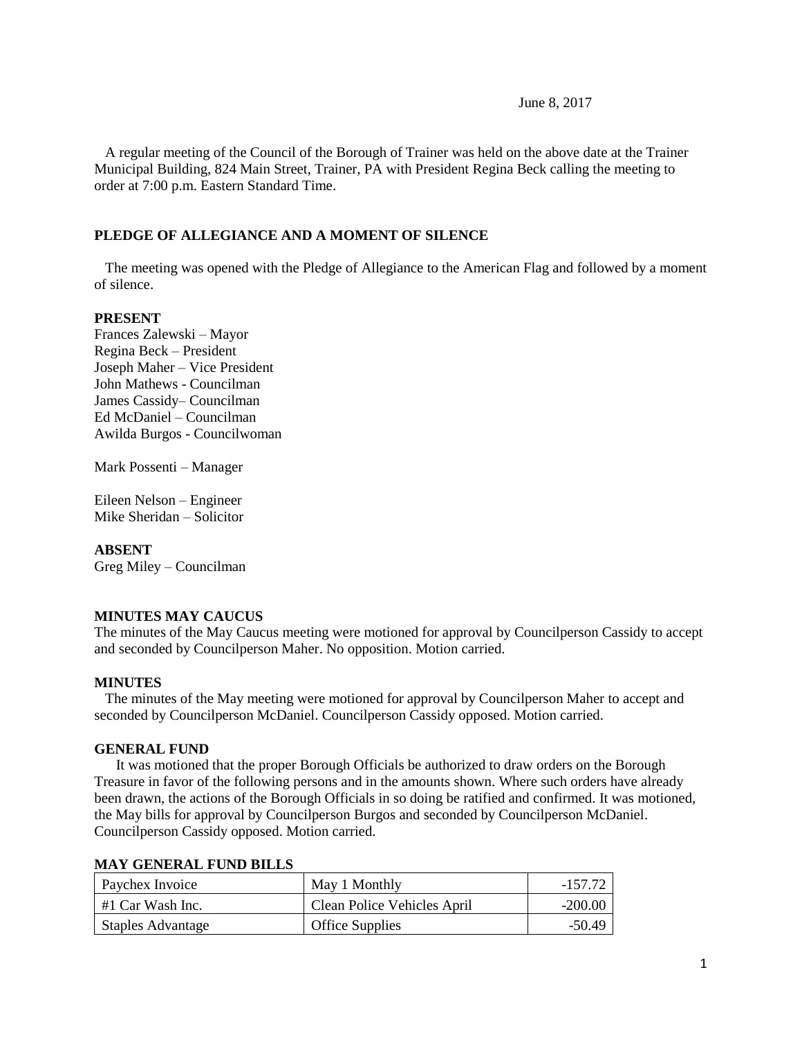June 8, 2017

A regular meeting of the Council of the Borough of Trainer was held on the above date at the Trainer Municipal Building, 824 Main Street, Trainer, PA with President Regina Beck calling the meeting to order at 7:00 p.m. Eastern Standard Time.

**PLEDGE OF ALLEGIANCE AND A MOMENT OF SILENCE**

The meeting was opened with the Pledge of Allegiance to the American Flag and followed by a moment of silence.

**PRESENT**

Frances Zalewski – Mayor
Regina Beck – President
Joseph Maher – Vice President
John Mathews - Councilman
James Cassidy– Councilman
Ed McDaniel – Councilman
Awilda Burgos - Councilwoman

Mark Possenti – Manager

Eileen Nelson – Engineer
Mike Sheridan – Solicitor

**ABSENT**

Greg Miley – Councilman

**MINUTES MAY CAUCUS**

The minutes of the May Caucus meeting were motioned for approval by Councilperson Cassidy to accept and seconded by Councilperson Maher. No opposition. Motion carried.

**MINUTES**

The minutes of the May meeting were motioned for approval by Councilperson Maher to accept and seconded by Councilperson McDaniel. Councilperson Cassidy opposed. Motion carried.

**GENERAL FUND**

It was motioned that the proper Borough Officials be authorized to draw orders on the Borough Treasure in favor of the following persons and in the amounts shown. Where such orders have already been drawn, the actions of the Borough Officials in so doing be ratified and confirmed. It was motioned, the May bills for approval by Councilperson Burgos and seconded by Councilperson McDaniel. Councilperson Cassidy opposed. Motion carried.

**MAY GENERAL FUND BILLS**

| | | |
|---|---|---:|
| Paychex Invoice | May 1 Monthly | -157.72 |
| #1 Car Wash Inc. | Clean Police Vehicles April | -200.00 |
| Staples Advantage | Office Supplies | -50.49 |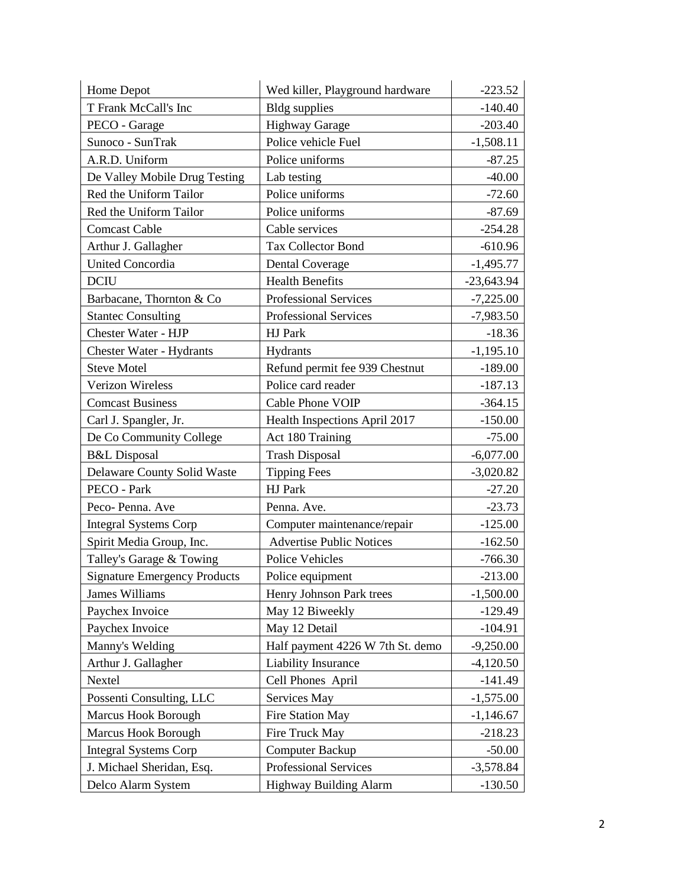| | | |
|---|---|---|
| Home Depot | Wed killer, Playground hardware | -223.52 |
| T Frank McCall's Inc | Bldg supplies | -140.40 |
| PECO - Garage | Highway Garage | -203.40 |
| Sunoco - SunTrak | Police vehicle Fuel | -1,508.11 |
| A.R.D. Uniform | Police uniforms | -87.25 |
| De Valley Mobile Drug Testing | Lab testing | -40.00 |
| Red the Uniform Tailor | Police uniforms | -72.60 |
| Red the Uniform Tailor | Police uniforms | -87.69 |
| Comcast Cable | Cable services | -254.28 |
| Arthur J. Gallagher | Tax Collector Bond | -610.96 |
| United Concordia | Dental Coverage | -1,495.77 |
| DCIU | Health Benefits | -23,643.94 |
| Barbacane, Thornton & Co | Professional Services | -7,225.00 |
| Stantec Consulting | Professional Services | -7,983.50 |
| Chester Water - HJP | HJ Park | -18.36 |
| Chester Water - Hydrants | Hydrants | -1,195.10 |
| Steve Motel | Refund permit fee 939 Chestnut | -189.00 |
| Verizon Wireless | Police card reader | -187.13 |
| Comcast Business | Cable Phone VOIP | -364.15 |
| Carl J. Spangler, Jr. | Health Inspections April 2017 | -150.00 |
| De Co Community College | Act 180 Training | -75.00 |
| B&L Disposal | Trash Disposal | -6,077.00 |
| Delaware County Solid Waste | Tipping Fees | -3,020.82 |
| PECO - Park | HJ Park | -27.20 |
| Peco- Penna. Ave | Penna. Ave. | -23.73 |
| Integral Systems Corp | Computer maintenance/repair | -125.00 |
| Spirit Media Group, Inc. | Advertise Public Notices | -162.50 |
| Talley's Garage & Towing | Police Vehicles | -766.30 |
| Signature Emergency Products | Police equipment | -213.00 |
| James Williams | Henry Johnson Park trees | -1,500.00 |
| Paychex Invoice | May 12 Biweekly | -129.49 |
| Paychex Invoice | May 12 Detail | -104.91 |
| Manny's Welding | Half payment 4226 W 7th St. demo | -9,250.00 |
| Arthur J. Gallagher | Liability Insurance | -4,120.50 |
| Nextel | Cell Phones April | -141.49 |
| Possenti Consulting, LLC | Services May | -1,575.00 |
| Marcus Hook Borough | Fire Station May | -1,146.67 |
| Marcus Hook Borough | Fire Truck May | -218.23 |
| Integral Systems Corp | Computer Backup | -50.00 |
| J. Michael Sheridan, Esq. | Professional Services | -3,578.84 |
| Delco Alarm System | Highway Building Alarm | -130.50 |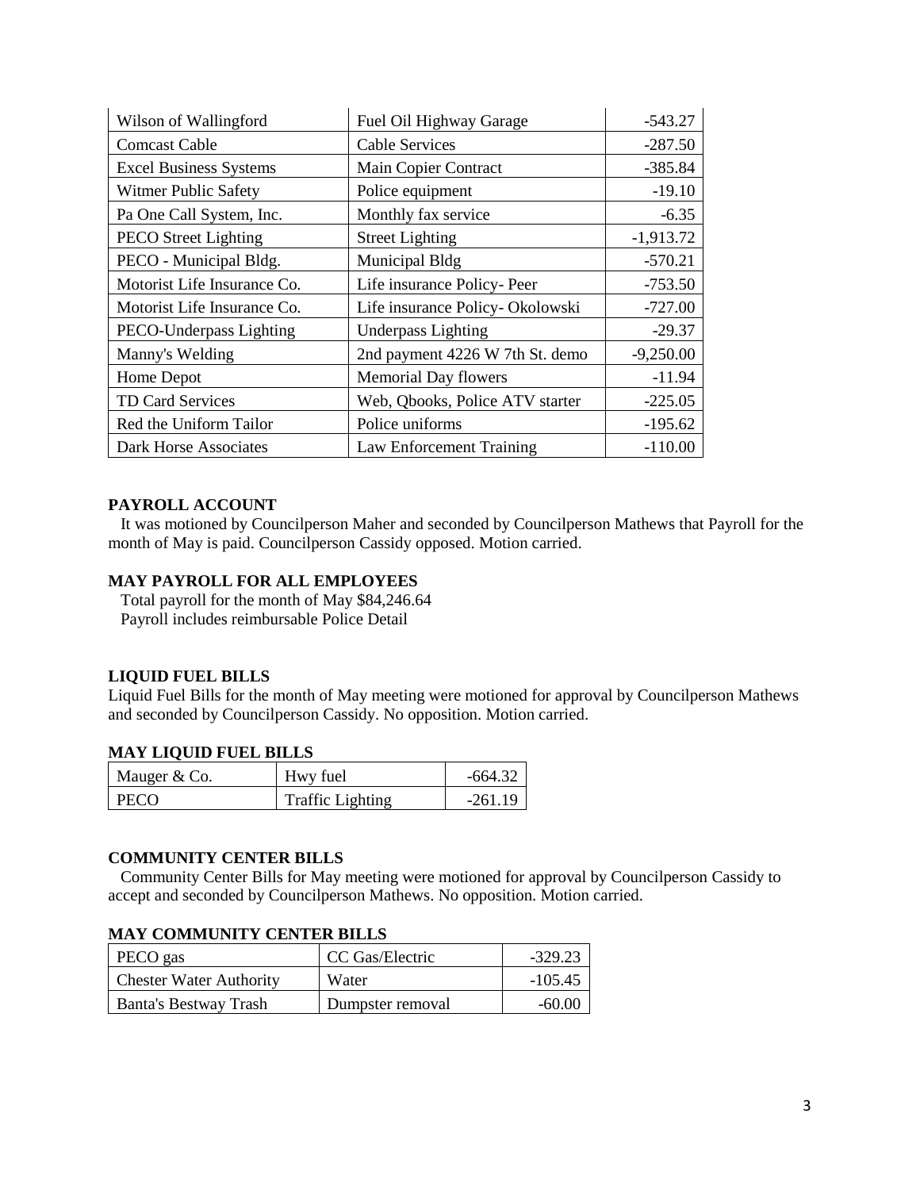| Wilson of Wallingford | Fuel Oil Highway Garage | -543.27 |
|---|---|---|
| Comcast Cable | Cable Services | -287.50 |
| Excel Business Systems | Main Copier Contract | -385.84 |
| Witmer Public Safety | Police equipment | -19.10 |
| Pa One Call System, Inc. | Monthly fax service | -6.35 |
| PECO Street Lighting | Street Lighting | -1,913.72 |
| PECO - Municipal Bldg. | Municipal Bldg | -570.21 |
| Motorist Life Insurance Co. | Life insurance Policy- Peer | -753.50 |
| Motorist Life Insurance Co. | Life insurance Policy- Okolowski | -727.00 |
| PECO-Underpass Lighting | Underpass Lighting | -29.37 |
| Manny's Welding | 2nd payment 4226 W 7th St. demo | -9,250.00 |
| Home Depot | Memorial Day flowers | -11.94 |
| TD Card Services | Web, Qbooks, Police ATV starter | -225.05 |
| Red the Uniform Tailor | Police uniforms | -195.62 |
| Dark Horse Associates | Law Enforcement Training | -110.00 |

**PAYROLL ACCOUNT**

It was motioned by Councilperson Maher and seconded by Councilperson Mathews that Payroll for the month of May is paid. Councilperson Cassidy opposed. Motion carried.

**MAY PAYROLL FOR ALL EMPLOYEES**

Total payroll for the month of May $84,246.64
Payroll includes reimbursable Police Detail

**LIQUID FUEL BILLS**

Liquid Fuel Bills for the month of May meeting were motioned for approval by Councilperson Mathews and seconded by Councilperson Cassidy. No opposition. Motion carried.

**MAY LIQUID FUEL BILLS**

| Mauger & Co. | Hwy fuel | -664.32 |
|---|---|---|
| PECO | Traffic Lighting | -261.19 |

**COMMUNITY CENTER BILLS**

Community Center Bills for May meeting were motioned for approval by Councilperson Cassidy to accept and seconded by Councilperson Mathews. No opposition. Motion carried.

**MAY COMMUNITY CENTER BILLS**

| PECO gas | CC Gas/Electric | -329.23 |
|---|---|---|
| Chester Water Authority | Water | -105.45 |
| Banta's Bestway Trash | Dumpster removal | -60.00 |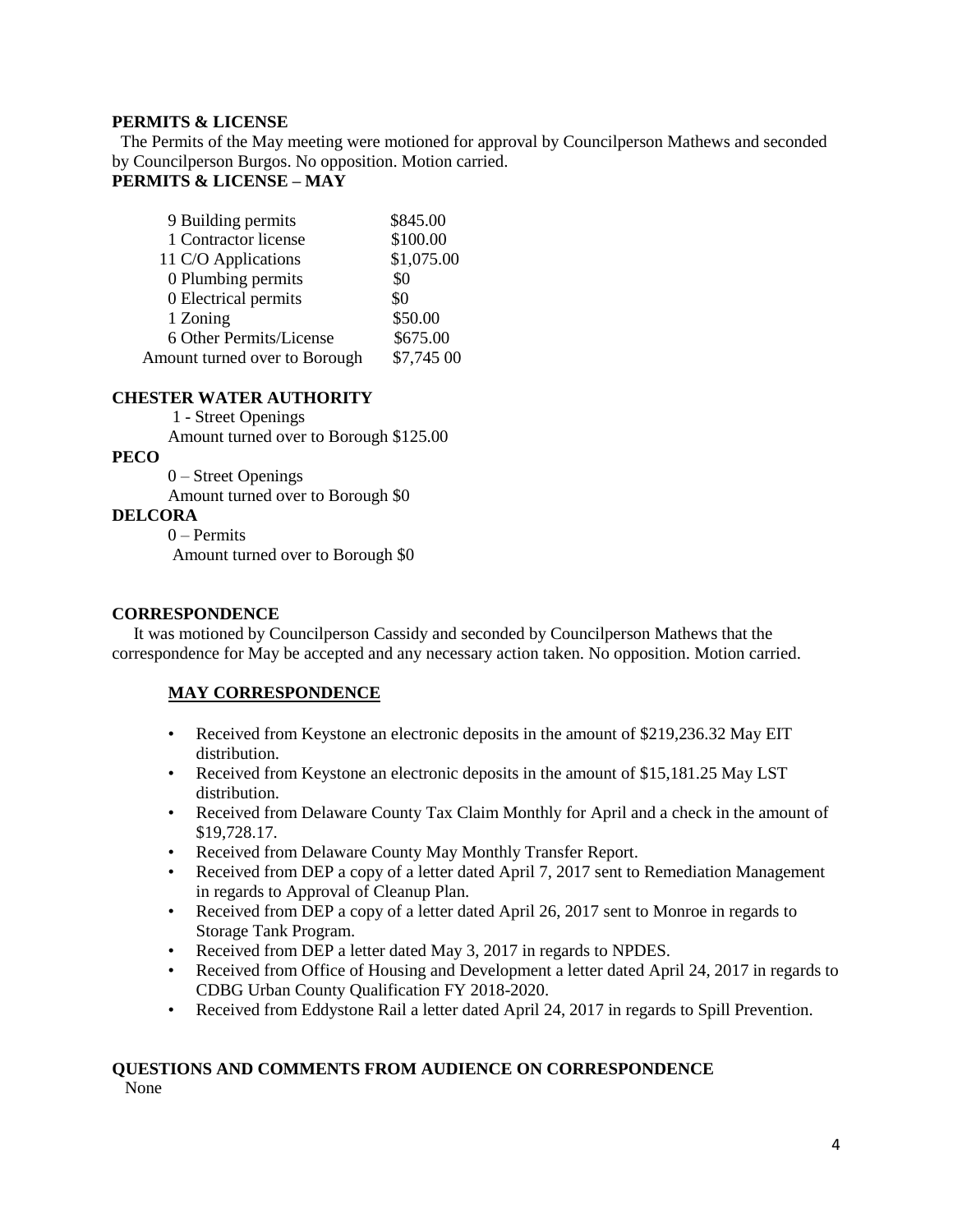**PERMITS & LICENSE**

The Permits of the May meeting were motioned for approval by Councilperson Mathews and seconded by Councilperson Burgos. No opposition. Motion carried.

**PERMITS & LICENSE – MAY**

| | |
|---|---|
| 9 Building permits | $845.00 |
| 1 Contractor license | $100.00 |
| 11 C/O Applications | $1,075.00 |
| 0 Plumbing permits | $0 |
| 0 Electrical permits | $0 |
| 1 Zoning | $50.00 |
| 6 Other Permits/License | $675.00 |
| Amount turned over to Borough | $7,745 00 |

**CHESTER WATER AUTHORITY**

1 - Street Openings

Amount turned over to Borough $125.00

**PECO**

0 – Street Openings

Amount turned over to Borough $0

**DELCORA**

0 – Permits

Amount turned over to Borough $0

**CORRESPONDENCE**

It was motioned by Councilperson Cassidy and seconded by Councilperson Mathews that the correspondence for May be accepted and any necessary action taken. No opposition. Motion carried.

**MAY CORRESPONDENCE**

- Received from Keystone an electronic deposits in the amount of $219,236.32 May EIT distribution.
- Received from Keystone an electronic deposits in the amount of $15,181.25 May LST distribution.
- Received from Delaware County Tax Claim Monthly for April and a check in the amount of $19,728.17.
- Received from Delaware County May Monthly Transfer Report.
- Received from DEP a copy of a letter dated April 7, 2017 sent to Remediation Management in regards to Approval of Cleanup Plan.
- Received from DEP a copy of a letter dated April 26, 2017 sent to Monroe in regards to Storage Tank Program.
- Received from DEP a letter dated May 3, 2017 in regards to NPDES.
- Received from Office of Housing and Development a letter dated April 24, 2017 in regards to CDBG Urban County Qualification FY 2018-2020.
- Received from Eddystone Rail a letter dated April 24, 2017 in regards to Spill Prevention.

**QUESTIONS AND COMMENTS FROM AUDIENCE ON CORRESPONDENCE**

None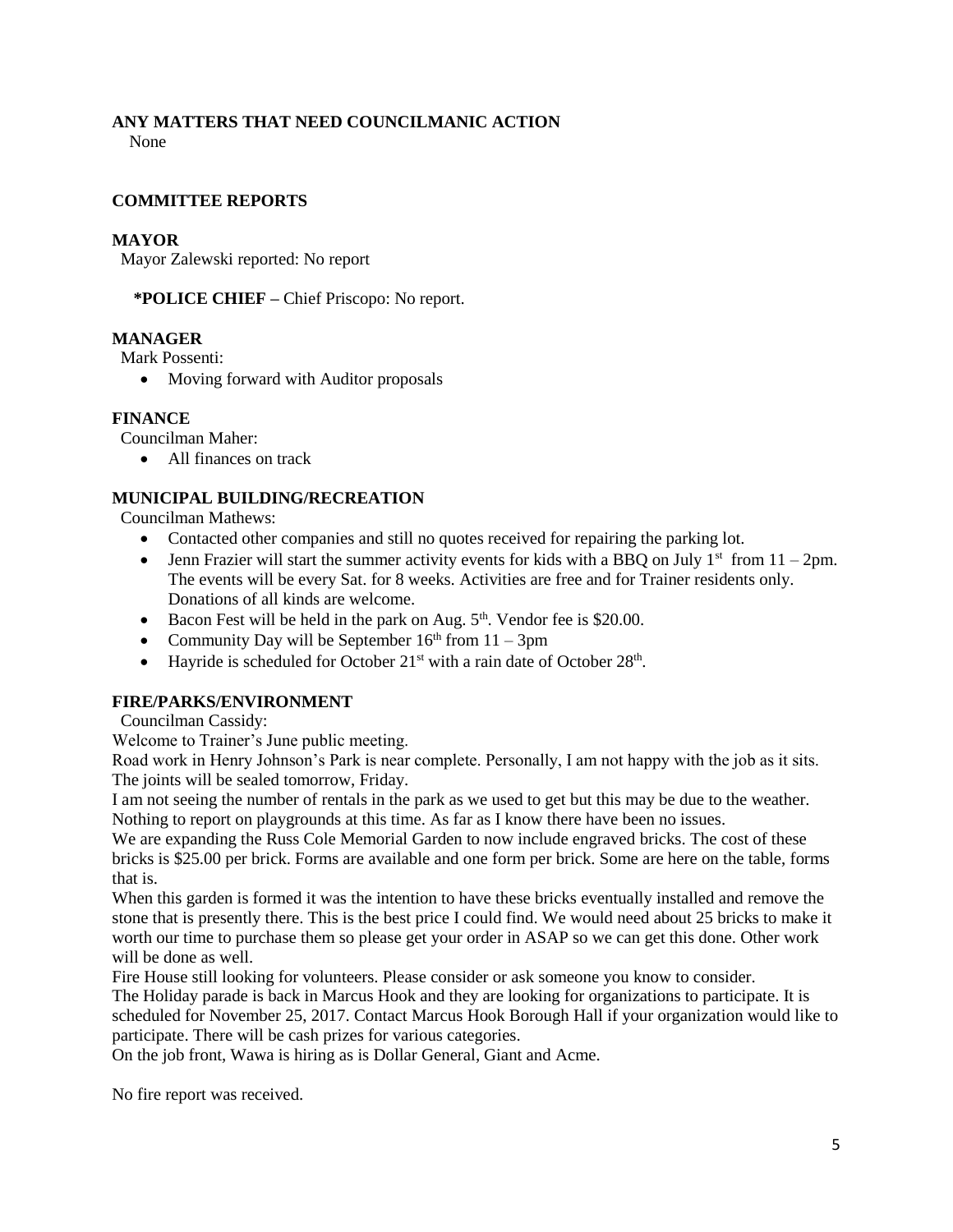**ANY MATTERS THAT NEED COUNCILMANIC ACTION**

None

**COMMITTEE REPORTS**

**MAYOR**

Mayor Zalewski reported: No report

**\*POLICE CHIEF –** Chief Priscopo: No report.

**MANAGER**

Mark Possenti:

- Moving forward with Auditor proposals

**FINANCE**

Councilman Maher:

- All finances on track

**MUNICIPAL BUILDING/RECREATION**

Councilman Mathews:

- Contacted other companies and still no quotes received for repairing the parking lot.
- Jenn Frazier will start the summer activity events for kids with a BBQ on July 1st from 11 – 2pm. The events will be every Sat. for 8 weeks. Activities are free and for Trainer residents only. Donations of all kinds are welcome.
- Bacon Fest will be held in the park on Aug. 5th. Vendor fee is $20.00.
- Community Day will be September 16th from 11 – 3pm
- Hayride is scheduled for October 21st with a rain date of October 28th.

**FIRE/PARKS/ENVIRONMENT**

Councilman Cassidy:

Welcome to Trainer's June public meeting.

Road work in Henry Johnson's Park is near complete. Personally, I am not happy with the job as it sits. The joints will be sealed tomorrow, Friday.

I am not seeing the number of rentals in the park as we used to get but this may be due to the weather. Nothing to report on playgrounds at this time. As far as I know there have been no issues.

We are expanding the Russ Cole Memorial Garden to now include engraved bricks. The cost of these bricks is $25.00 per brick. Forms are available and one form per brick. Some are here on the table, forms that is.

When this garden is formed it was the intention to have these bricks eventually installed and remove the stone that is presently there. This is the best price I could find. We would need about 25 bricks to make it worth our time to purchase them so please get your order in ASAP so we can get this done. Other work will be done as well.

Fire House still looking for volunteers. Please consider or ask someone you know to consider.

The Holiday parade is back in Marcus Hook and they are looking for organizations to participate. It is scheduled for November 25, 2017. Contact Marcus Hook Borough Hall if your organization would like to participate. There will be cash prizes for various categories.

On the job front, Wawa is hiring as is Dollar General, Giant and Acme.

No fire report was received.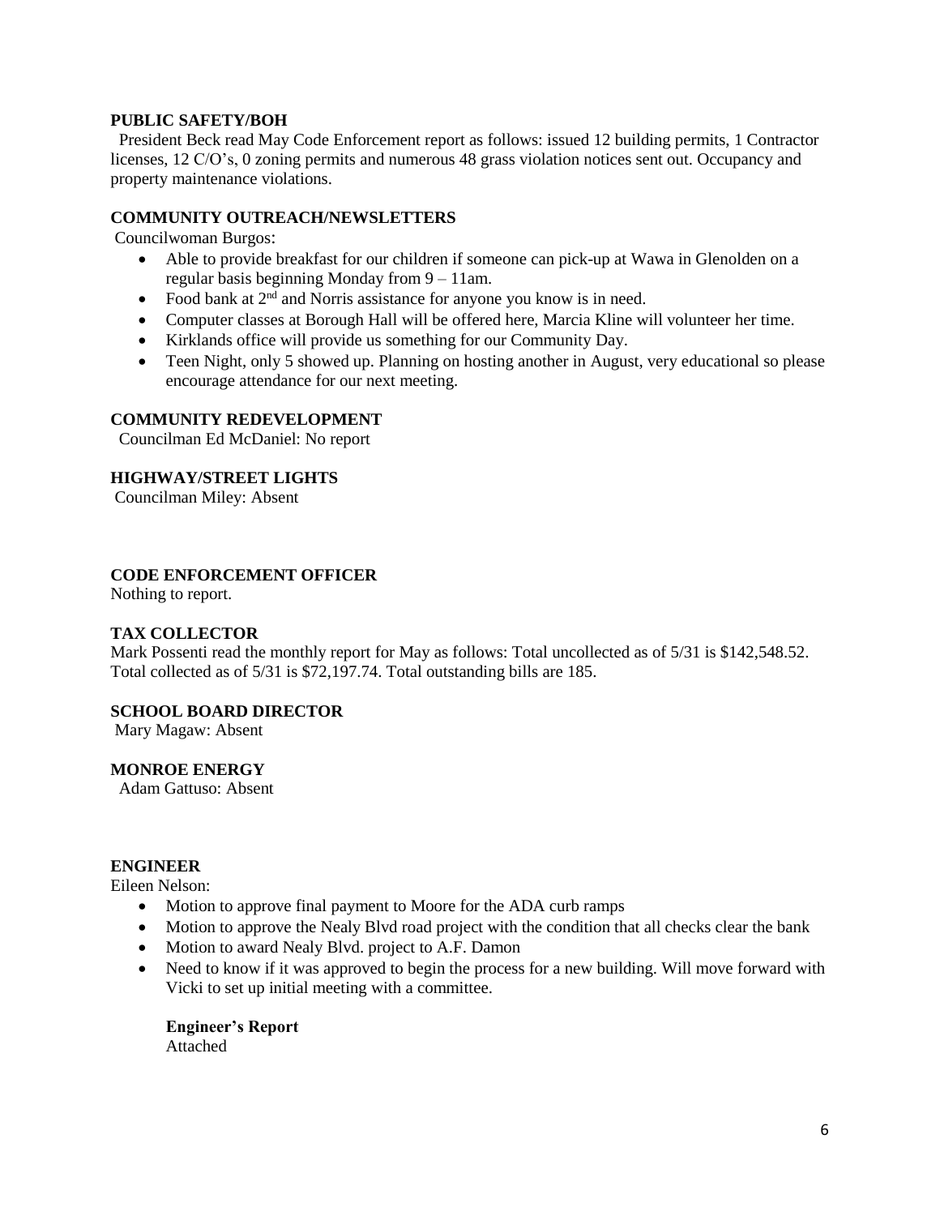**PUBLIC SAFETY/BOH**

President Beck read May Code Enforcement report as follows: issued 12 building permits, 1 Contractor licenses, 12 C/O's, 0 zoning permits and numerous 48 grass violation notices sent out. Occupancy and property maintenance violations.

**COMMUNITY OUTREACH/NEWSLETTERS**

Councilwoman Burgos:

- Able to provide breakfast for our children if someone can pick-up at Wawa in Glenolden on a regular basis beginning Monday from 9 – 11am.
- Food bank at 2nd and Norris assistance for anyone you know is in need.
- Computer classes at Borough Hall will be offered here, Marcia Kline will volunteer her time.
- Kirklands office will provide us something for our Community Day.
- Teen Night, only 5 showed up. Planning on hosting another in August, very educational so please encourage attendance for our next meeting.

**COMMUNITY REDEVELOPMENT**

Councilman Ed McDaniel: No report

**HIGHWAY/STREET LIGHTS**

Councilman Miley: Absent

**CODE ENFORCEMENT OFFICER**

Nothing to report.

**TAX COLLECTOR**

Mark Possenti read the monthly report for May as follows: Total uncollected as of 5/31 is $142,548.52. Total collected as of 5/31 is $72,197.74. Total outstanding bills are 185.

**SCHOOL BOARD DIRECTOR**

Mary Magaw: Absent

**MONROE ENERGY**

Adam Gattuso: Absent

**ENGINEER**

Eileen Nelson:

- Motion to approve final payment to Moore for the ADA curb ramps
- Motion to approve the Nealy Blvd road project with the condition that all checks clear the bank
- Motion to award Nealy Blvd. project to A.F. Damon
- Need to know if it was approved to begin the process for a new building. Will move forward with Vicki to set up initial meeting with a committee.

**Engineer's Report**
Attached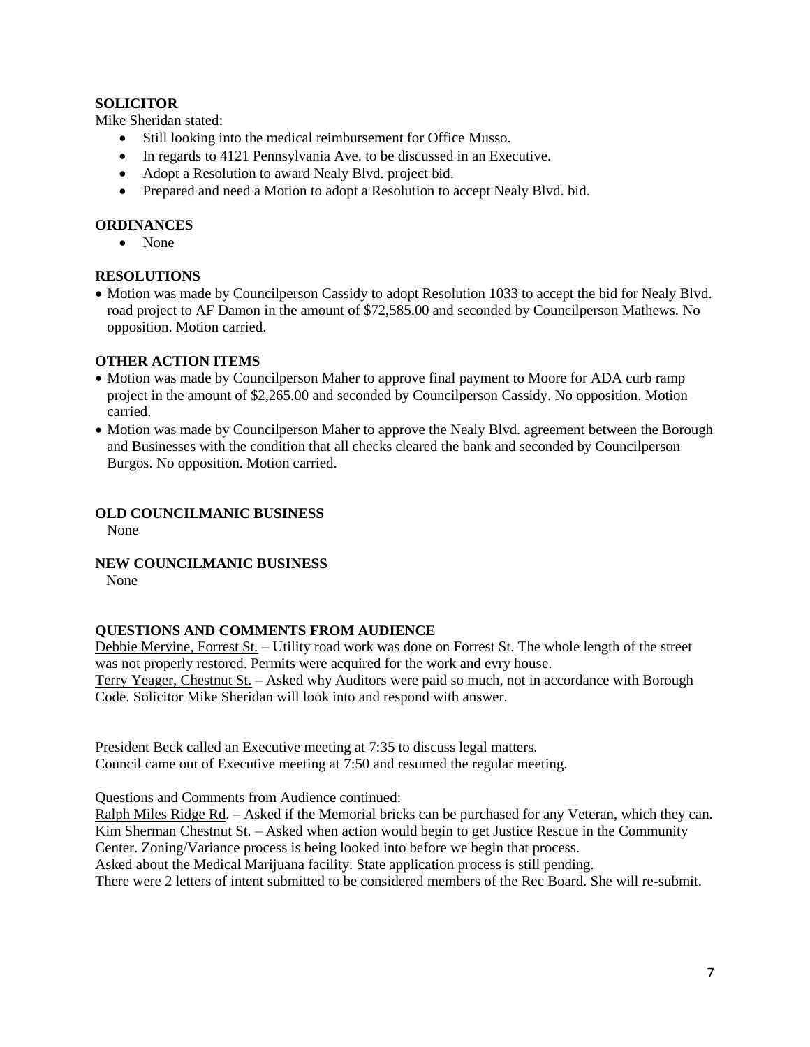**SOLICITOR**

Mike Sheridan stated:

- Still looking into the medical reimbursement for Office Musso.
- In regards to 4121 Pennsylvania Ave. to be discussed in an Executive.
- Adopt a Resolution to award Nealy Blvd. project bid.
- Prepared and need a Motion to adopt a Resolution to accept Nealy Blvd. bid.

**ORDINANCES**

- None

**RESOLUTIONS**

- Motion was made by Councilperson Cassidy to adopt Resolution 1033 to accept the bid for Nealy Blvd. road project to AF Damon in the amount of $72,585.00 and seconded by Councilperson Mathews. No opposition. Motion carried.

**OTHER ACTION ITEMS**

- Motion was made by Councilperson Maher to approve final payment to Moore for ADA curb ramp project in the amount of $2,265.00 and seconded by Councilperson Cassidy. No opposition. Motion carried.
- Motion was made by Councilperson Maher to approve the Nealy Blvd. agreement between the Borough and Businesses with the condition that all checks cleared the bank and seconded by Councilperson Burgos. No opposition. Motion carried.

**OLD COUNCILMANIC BUSINESS**

None

**NEW COUNCILMANIC BUSINESS**

None

**QUESTIONS AND COMMENTS FROM AUDIENCE**

Debbie Mervine, Forrest St. – Utility road work was done on Forrest St. The whole length of the street was not properly restored. Permits were acquired for the work and evry house.

Terry Yeager, Chestnut St. – Asked why Auditors were paid so much, not in accordance with Borough Code. Solicitor Mike Sheridan will look into and respond with answer.

President Beck called an Executive meeting at 7:35 to discuss legal matters.
Council came out of Executive meeting at 7:50 and resumed the regular meeting.

Questions and Comments from Audience continued:

Ralph Miles Ridge Rd. – Asked if the Memorial bricks can be purchased for any Veteran, which they can.

Kim Sherman Chestnut St. – Asked when action would begin to get Justice Rescue in the Community Center. Zoning/Variance process is being looked into before we begin that process.

Asked about the Medical Marijuana facility. State application process is still pending.

There were 2 letters of intent submitted to be considered members of the Rec Board. She will re-submit.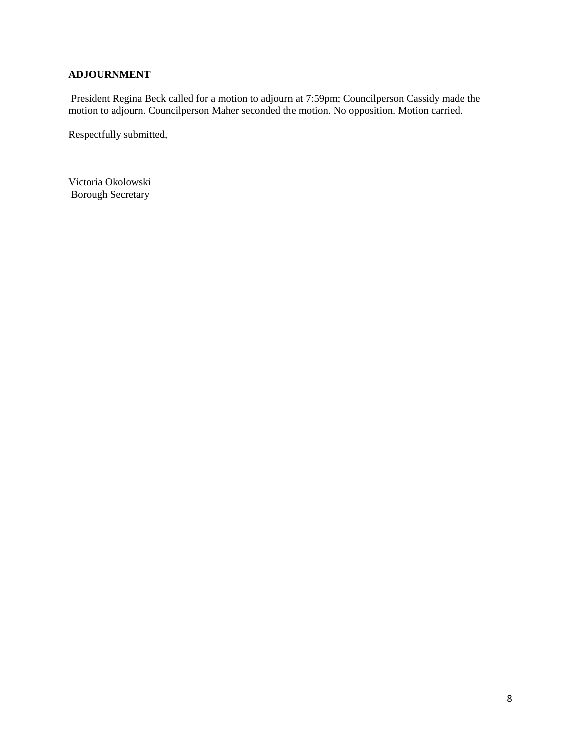**ADJOURNMENT**

President Regina Beck called for a motion to adjourn at 7:59pm; Councilperson Cassidy made the motion to adjourn. Councilperson Maher seconded the motion. No opposition. Motion carried.

Respectfully submitted,

Victoria Okolowski
Borough Secretary